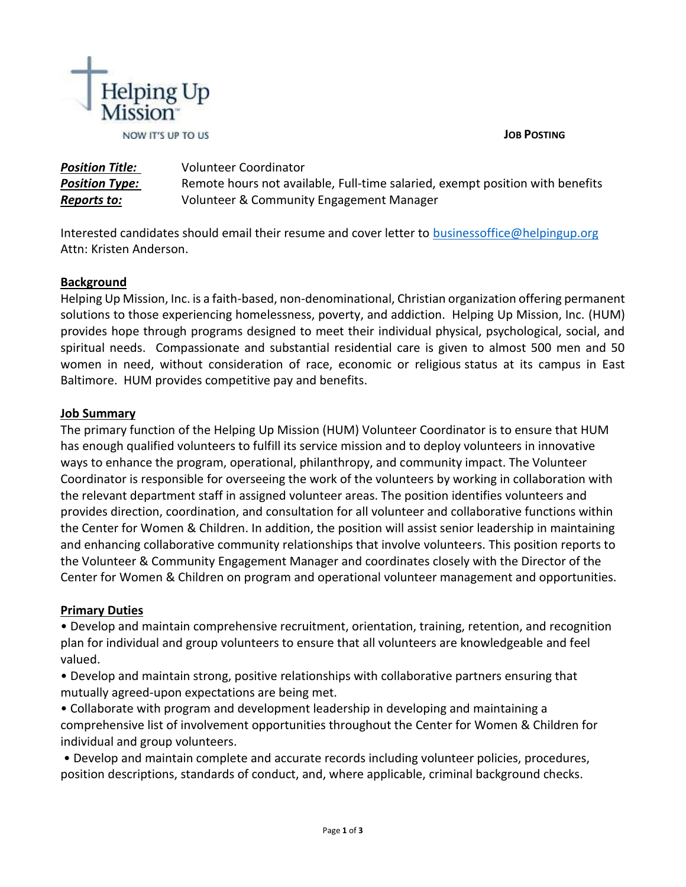Helping Up Mission

NOW IT'S UP TO US

**JOB POSTING**

***Position Title:*** Volunteer Coordinator
***Position Type:*** Remote hours not available, Full-time salaried, exempt position with benefits
***Reports to:*** Volunteer & Community Engagement Manager

Interested candidates should email their resume and cover letter to businessoffice@helpingup.org Attn: Kristen Anderson.

## Background

Helping Up Mission, Inc. is a faith-based, non-denominational, Christian organization offering permanent solutions to those experiencing homelessness, poverty, and addiction. Helping Up Mission, Inc. (HUM) provides hope through programs designed to meet their individual physical, psychological, social, and spiritual needs. Compassionate and substantial residential care is given to almost 500 men and 50 women in need, without consideration of race, economic or religious status at its campus in East Baltimore. HUM provides competitive pay and benefits.

## Job Summary

The primary function of the Helping Up Mission (HUM) Volunteer Coordinator is to ensure that HUM has enough qualified volunteers to fulfill its service mission and to deploy volunteers in innovative ways to enhance the program, operational, philanthropy, and community impact. The Volunteer Coordinator is responsible for overseeing the work of the volunteers by working in collaboration with the relevant department staff in assigned volunteer areas. The position identifies volunteers and provides direction, coordination, and consultation for all volunteer and collaborative functions within the Center for Women & Children. In addition, the position will assist senior leadership in maintaining and enhancing collaborative community relationships that involve volunteers. This position reports to the Volunteer & Community Engagement Manager and coordinates closely with the Director of the Center for Women & Children on program and operational volunteer management and opportunities.

## Primary Duties

- Develop and maintain comprehensive recruitment, orientation, training, retention, and recognition plan for individual and group volunteers to ensure that all volunteers are knowledgeable and feel valued.
- Develop and maintain strong, positive relationships with collaborative partners ensuring that mutually agreed-upon expectations are being met.
- Collaborate with program and development leadership in developing and maintaining a comprehensive list of involvement opportunities throughout the Center for Women & Children for individual and group volunteers.
- Develop and maintain complete and accurate records including volunteer policies, procedures, position descriptions, standards of conduct, and, where applicable, criminal background checks.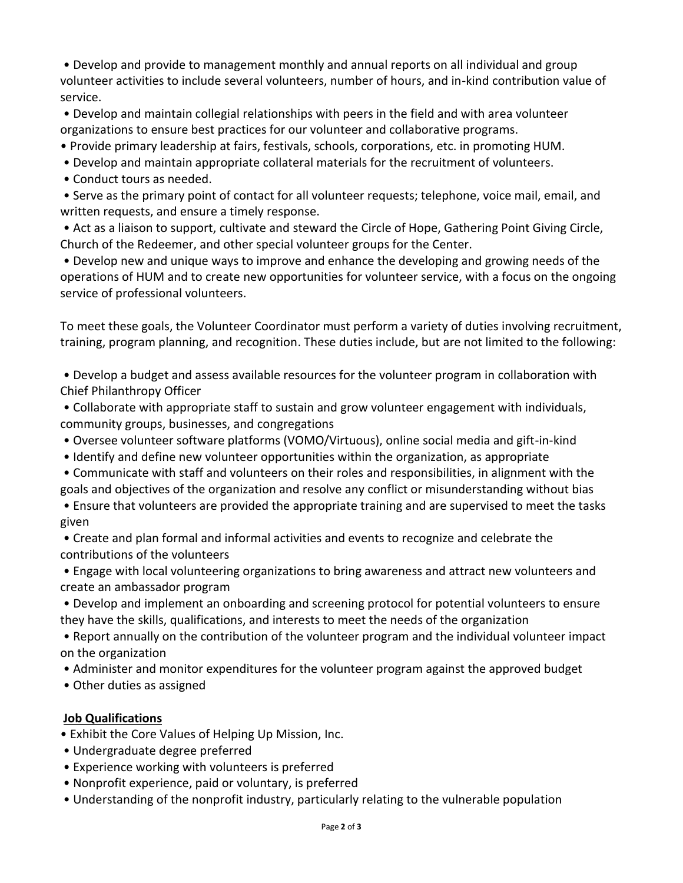- Develop and provide to management monthly and annual reports on all individual and group volunteer activities to include several volunteers, number of hours, and in-kind contribution value of service.
- Develop and maintain collegial relationships with peers in the field and with area volunteer organizations to ensure best practices for our volunteer and collaborative programs.
- Provide primary leadership at fairs, festivals, schools, corporations, etc. in promoting HUM.
- Develop and maintain appropriate collateral materials for the recruitment of volunteers.
- Conduct tours as needed.
- Serve as the primary point of contact for all volunteer requests; telephone, voice mail, email, and written requests, and ensure a timely response.
- Act as a liaison to support, cultivate and steward the Circle of Hope, Gathering Point Giving Circle, Church of the Redeemer, and other special volunteer groups for the Center.
- Develop new and unique ways to improve and enhance the developing and growing needs of the operations of HUM and to create new opportunities for volunteer service, with a focus on the ongoing service of professional volunteers.

To meet these goals, the Volunteer Coordinator must perform a variety of duties involving recruitment, training, program planning, and recognition. These duties include, but are not limited to the following:

- Develop a budget and assess available resources for the volunteer program in collaboration with Chief Philanthropy Officer
- Collaborate with appropriate staff to sustain and grow volunteer engagement with individuals, community groups, businesses, and congregations
- Oversee volunteer software platforms (VOMO/Virtuous), online social media and gift-in-kind
- Identify and define new volunteer opportunities within the organization, as appropriate
- Communicate with staff and volunteers on their roles and responsibilities, in alignment with the goals and objectives of the organization and resolve any conflict or misunderstanding without bias
- Ensure that volunteers are provided the appropriate training and are supervised to meet the tasks given
- Create and plan formal and informal activities and events to recognize and celebrate the contributions of the volunteers
- Engage with local volunteering organizations to bring awareness and attract new volunteers and create an ambassador program
- Develop and implement an onboarding and screening protocol for potential volunteers to ensure they have the skills, qualifications, and interests to meet the needs of the organization
- Report annually on the contribution of the volunteer program and the individual volunteer impact on the organization
- Administer and monitor expenditures for the volunteer program against the approved budget
- Other duties as assigned

**Job Qualifications**

- Exhibit the Core Values of Helping Up Mission, Inc.
- Undergraduate degree preferred
- Experience working with volunteers is preferred
- Nonprofit experience, paid or voluntary, is preferred
- Understanding of the nonprofit industry, particularly relating to the vulnerable population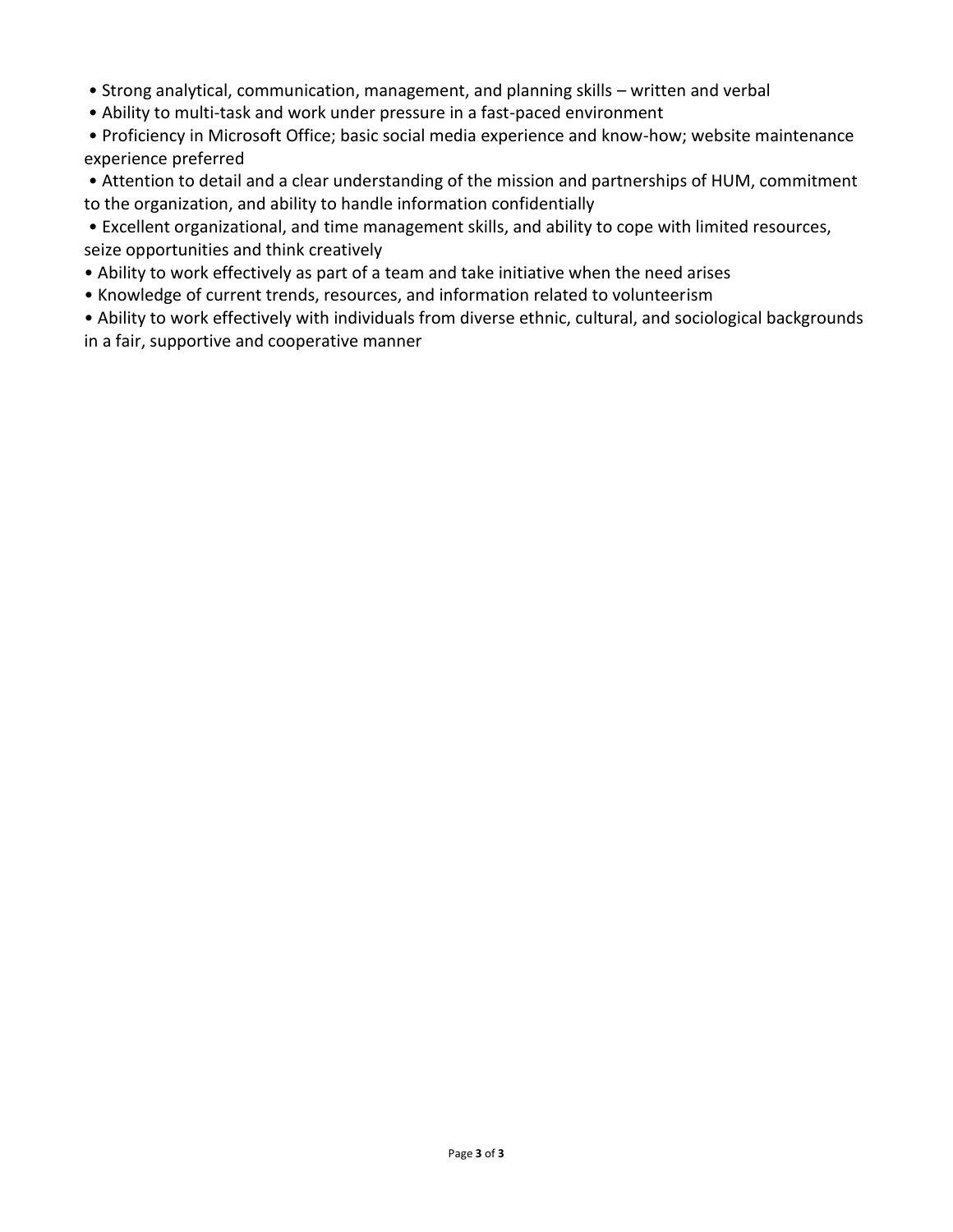- Strong analytical, communication, management, and planning skills – written and verbal
- Ability to multi-task and work under pressure in a fast-paced environment
- Proficiency in Microsoft Office; basic social media experience and know-how; website maintenance experience preferred
- Attention to detail and a clear understanding of the mission and partnerships of HUM, commitment to the organization, and ability to handle information confidentially
- Excellent organizational, and time management skills, and ability to cope with limited resources, seize opportunities and think creatively
- Ability to work effectively as part of a team and take initiative when the need arises
- Knowledge of current trends, resources, and information related to volunteerism
- Ability to work effectively with individuals from diverse ethnic, cultural, and sociological backgrounds in a fair, supportive and cooperative manner